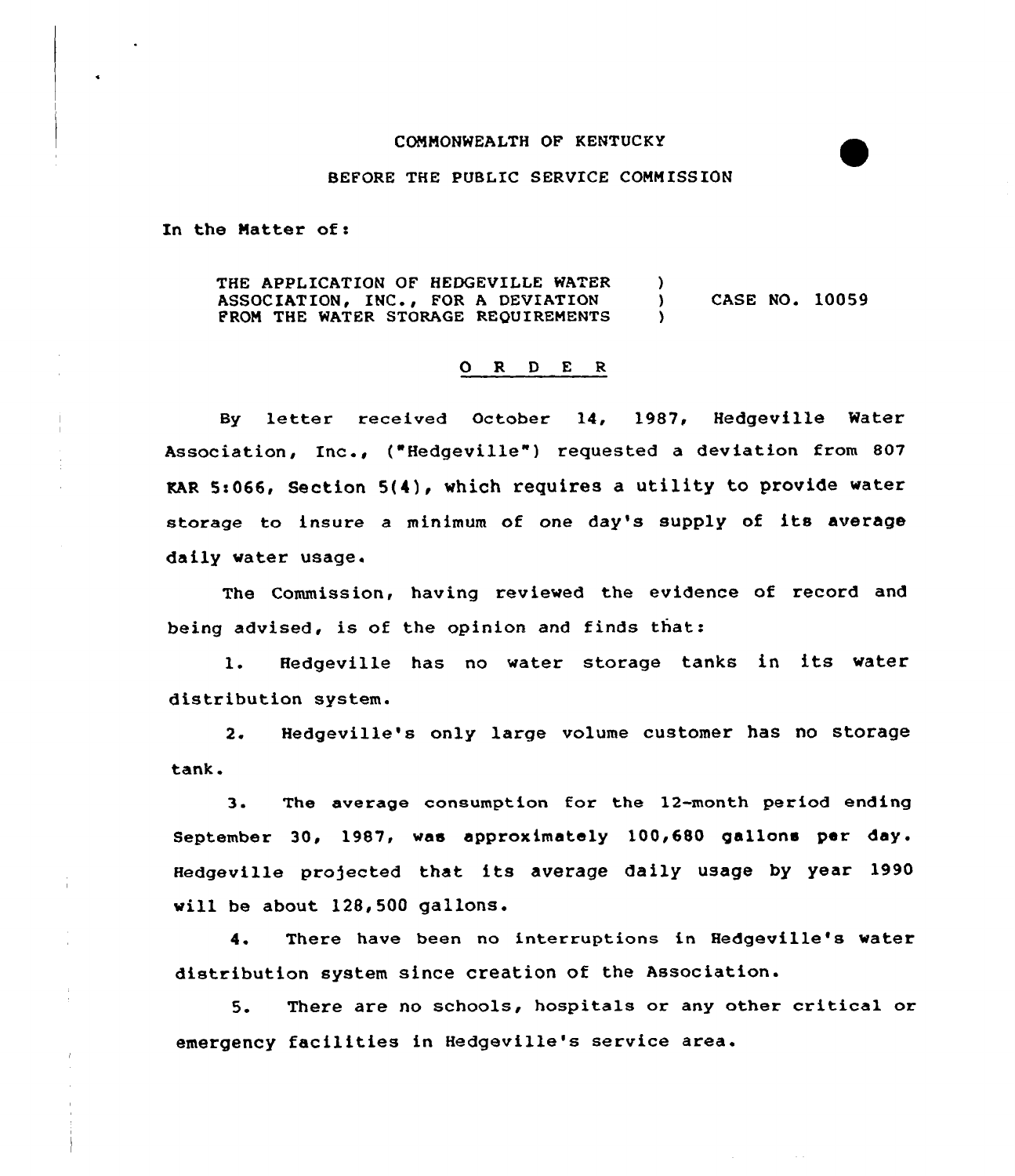COMMONWEALTH OF KENTUCKY

BEFORE THE PUBLIC SERVICE COMMISSION

In the Matter of:

THE APPLICATION OF HEDGEVILLE WATER ASSOCIATION, INC., FOR A DEVIATION FROM THE WATER STORAGE REQUIREMENTS ) CASE NO. 10059

# O R D E R

By letter received October 14, 1987, Hedgeville Water Association, Inc., ("Hedgeville") requested a deviation from 807 KAR 5:066, Section 5(4), which requires a utility to provide water storage to insure a minimum of one day's supply of its average daily water usage.

The Commission, having reviewed the evidence of record and being advised, is of the opinion and finds that:

1. Hedgeville has no water storage tanks in its water distribution system.

2. Hedgeville's only large volume customer has no storage tank.

3. The average consumption for the 12-month period ending September 30, 1987, was approximately 100,680 gallons per day. Hedgeville projected that its average daily usage by year 1990 will be about 128,500 gallons.

4. There have been no interruptions in Hedgeville's water distribution system since creation of the Association.

5. There are no schools, hospitals or any other critical or emergency facilities in Hedgeville's service area.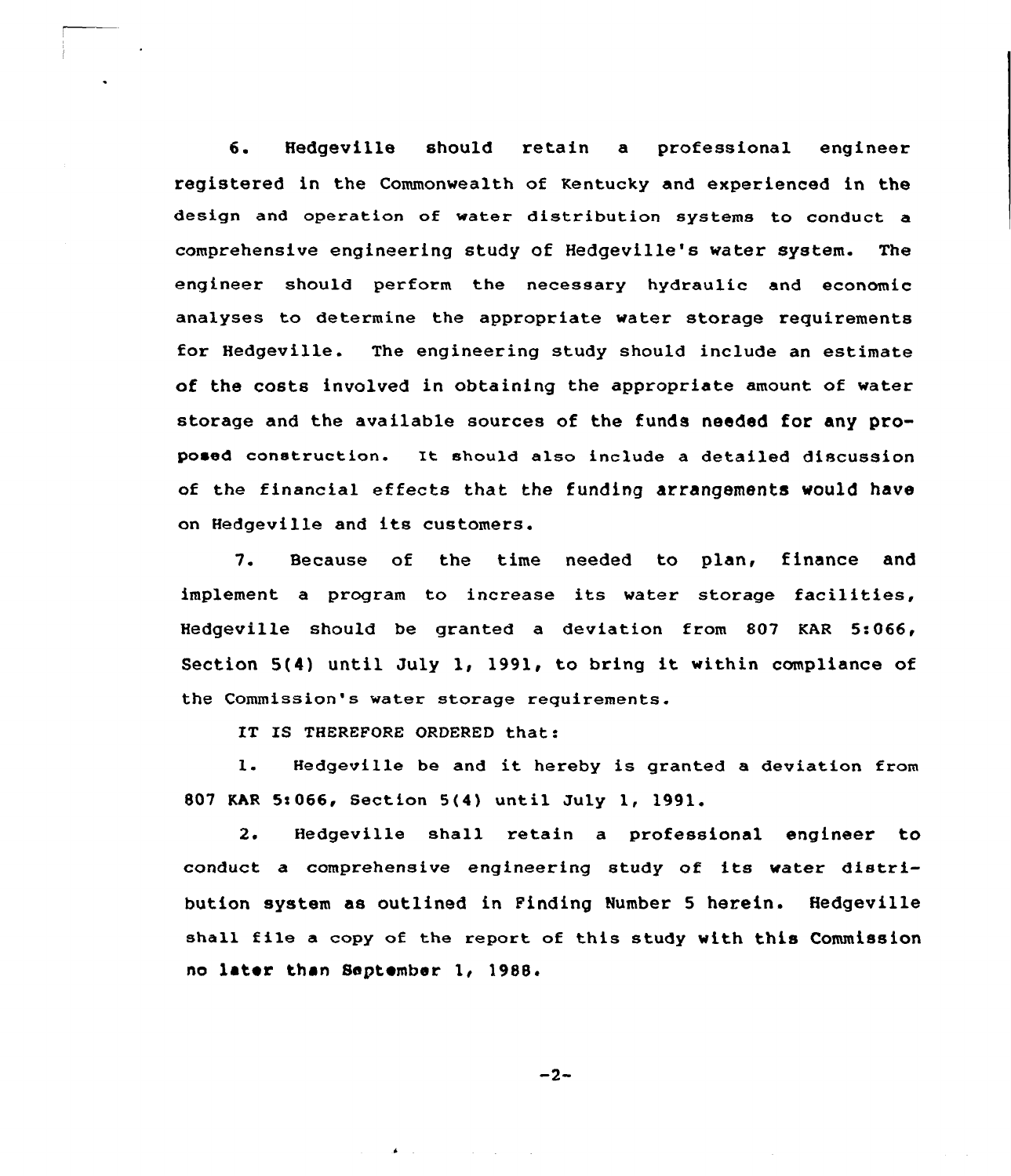6. Hedgeville should retain a professional engineer registered in the Commonwealth of Kentucky and experienced in the design and operation of water distribution systems to conduct a comprehensive engineering study of Hedgeville's water system. The engineer should perform the necessary hydraulic and economic analyses to determine the appropriate water storage requirements for Hedgeville. The engineering study should include an estimate of the costs involved in obtaining the appropriate amount of water storage and the available sources of the funds needed for any proposed construction. It should also include a detailed discussion of the financial effects that the funding arrangements would have on Hedgeville and its customers.

7. Because of the time needed to plan, finance and implement a program to increase its water storage facilities, Hedgeville should be granted a deviation from 807 KAR 5:066, Section 5(4) until July 1, 1991, to bring it within compliance of the Commission's water storage requirements.

IT IS THEREFORE ORDERED that:

1. Hedgeville be and it hereby is granted a deviation from 807 KAR 5:066, Section 5(4) until July 1, 1991.

2. Hedgeville shall retain a professional engineer to conduct a comprehensive engineering study of its water distribution system as outlined in Finding Number 5 herein. Hedgeville shall file a copy of the report of this study with this Commission no later than September 1, 1988.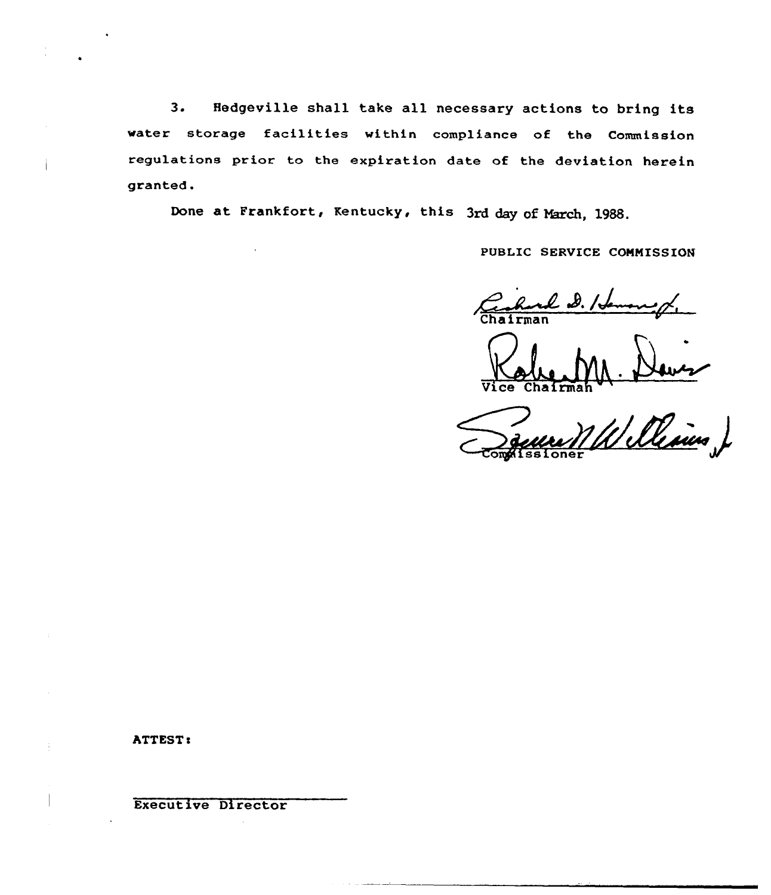3. Hedgeville shall take all necessary actions to bring its water storage facilities within compliance of the Commission regulations prior to the expiration date of the deviation herein granted.

Done at Frankfort, Kentucky, this 3rd day of March, 1988.

PUBLIC SERVICE COMMISSION

Chairman

Vice Chairman

Commissioner

ATTEST:

Executive Director